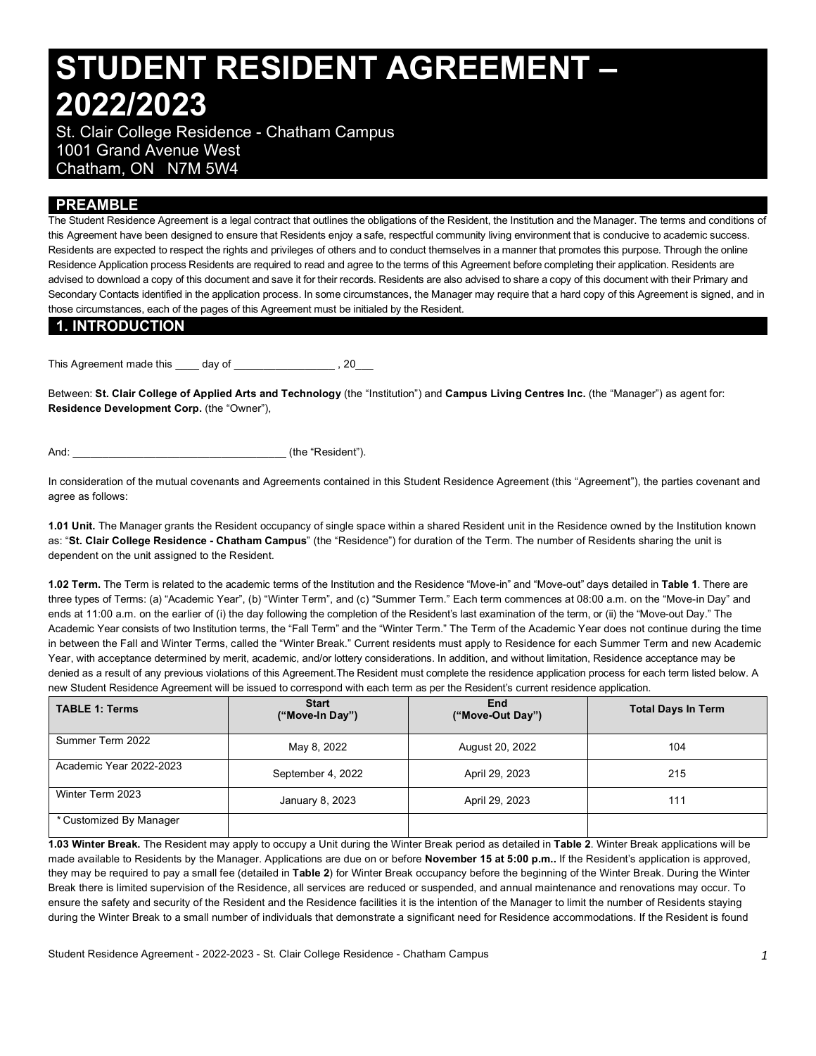# STUDENT RESIDENT AGREEMENT – 2022/2023

St. Clair College Residence - Chatham Campus
1001 Grand Avenue West
Chatham, ON N7M 5W4

## PREAMBLE

The Student Residence Agreement is a legal contract that outlines the obligations of the Resident, the Institution and the Manager. The terms and conditions of this Agreement have been designed to ensure that Residents enjoy a safe, respectful community living environment that is conducive to academic success. Residents are expected to respect the rights and privileges of others and to conduct themselves in a manner that promotes this purpose. Through the online Residence Application process Residents are required to read and agree to the terms of this Agreement before completing their application. Residents are advised to download a copy of this document and save it for their records. Residents are also advised to share a copy of this document with their Primary and Secondary Contacts identified in the application process. In some circumstances, the Manager may require that a hard copy of this Agreement is signed, and in those circumstances, each of the pages of this Agreement must be initialed by the Resident.

## 1. INTRODUCTION

This Agreement made this ____ day of _________________ , 20___

Between: **St. Clair College of Applied Arts and Technology** (the "Institution") and **Campus Living Centres Inc.** (the "Manager") as agent for: **Residence Development Corp.** (the "Owner"),

And: ___________________________________ (the "Resident").

In consideration of the mutual covenants and Agreements contained in this Student Residence Agreement (this "Agreement"), the parties covenant and agree as follows:

**1.01 Unit.** The Manager grants the Resident occupancy of single space within a shared Resident unit in the Residence owned by the Institution known as: "**St. Clair College Residence - Chatham Campus**" (the "Residence") for duration of the Term. The number of Residents sharing the unit is dependent on the unit assigned to the Resident.

**1.02 Term.** The Term is related to the academic terms of the Institution and the Residence "Move-in" and "Move-out" days detailed in **Table 1**. There are three types of Terms: (a) "Academic Year", (b) "Winter Term", and (c) "Summer Term." Each term commences at 08:00 a.m. on the "Move-in Day" and ends at 11:00 a.m. on the earlier of (i) the day following the completion of the Resident's last examination of the term, or (ii) the "Move-out Day." The Academic Year consists of two Institution terms, the "Fall Term" and the "Winter Term." The Term of the Academic Year does not continue during the time in between the Fall and Winter Terms, called the "Winter Break." Current residents must apply to Residence for each Summer Term and new Academic Year, with acceptance determined by merit, academic, and/or lottery considerations. In addition, and without limitation, Residence acceptance may be denied as a result of any previous violations of this Agreement.The Resident must complete the residence application process for each term listed below. A new Student Residence Agreement will be issued to correspond with each term as per the Resident's current residence application.

| TABLE 1: Terms | Start ("Move-In Day") | End ("Move-Out Day") | Total Days In Term |
|---|---|---|---|
| Summer Term 2022 | May 8, 2022 | August 20, 2022 | 104 |
| Academic Year 2022-2023 | September 4, 2022 | April 29, 2023 | 215 |
| Winter Term 2023 | January 8, 2023 | April 29, 2023 | 111 |
| * Customized By Manager | | | |

**1.03 Winter Break.** The Resident may apply to occupy a Unit during the Winter Break period as detailed in **Table 2**. Winter Break applications will be made available to Residents by the Manager. Applications are due on or before **November 15 at 5:00 p.m..** If the Resident's application is approved, they may be required to pay a small fee (detailed in **Table 2**) for Winter Break occupancy before the beginning of the Winter Break. During the Winter Break there is limited supervision of the Residence, all services are reduced or suspended, and annual maintenance and renovations may occur. To ensure the safety and security of the Resident and the Residence facilities it is the intention of the Manager to limit the number of Residents staying during the Winter Break to a small number of individuals that demonstrate a significant need for Residence accommodations. If the Resident is found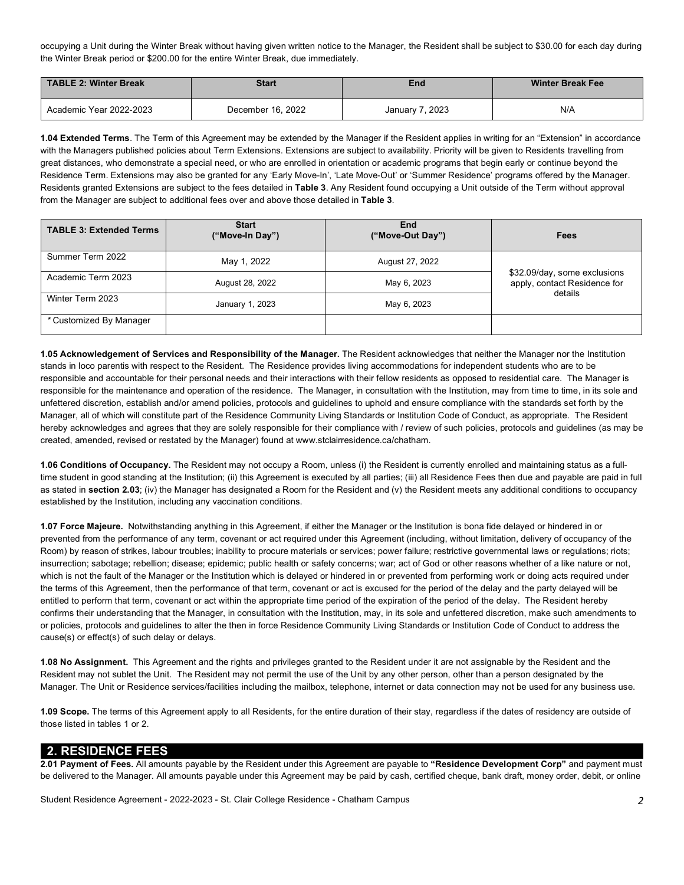occupying a Unit during the Winter Break without having given written notice to the Manager, the Resident shall be subject to $30.00 for each day during the Winter Break period or $200.00 for the entire Winter Break, due immediately.

| TABLE 2: Winter Break | Start | End | Winter Break Fee |
| --- | --- | --- | --- |
| Academic Year 2022-2023 | December 16, 2022 | January 7, 2023 | N/A |

**1.04 Extended Terms**. The Term of this Agreement may be extended by the Manager if the Resident applies in writing for an "Extension" in accordance with the Managers published policies about Term Extensions. Extensions are subject to availability. Priority will be given to Residents travelling from great distances, who demonstrate a special need, or who are enrolled in orientation or academic programs that begin early or continue beyond the Residence Term. Extensions may also be granted for any 'Early Move-In', 'Late Move-Out' or 'Summer Residence' programs offered by the Manager. Residents granted Extensions are subject to the fees detailed in **Table 3**. Any Resident found occupying a Unit outside of the Term without approval from the Manager are subject to additional fees over and above those detailed in **Table 3**.

| TABLE 3: Extended Terms | Start ("Move-In Day") | End ("Move-Out Day") | Fees |
| --- | --- | --- | --- |
| Summer Term 2022 | May 1, 2022 | August 27, 2022 | $32.09/day, some exclusions apply, contact Residence for details |
| Academic Term 2023 | August 28, 2022 | May 6, 2023 | |
| Winter Term 2023 | January 1, 2023 | May 6, 2023 | |
| * Customized By Manager | | | |

**1.05 Acknowledgement of Services and Responsibility of the Manager.** The Resident acknowledges that neither the Manager nor the Institution stands in loco parentis with respect to the Resident. The Residence provides living accommodations for independent students who are to be responsible and accountable for their personal needs and their interactions with their fellow residents as opposed to residential care. The Manager is responsible for the maintenance and operation of the residence. The Manager, in consultation with the Institution, may from time to time, in its sole and unfettered discretion, establish and/or amend policies, protocols and guidelines to uphold and ensure compliance with the standards set forth by the Manager, all of which will constitute part of the Residence Community Living Standards or Institution Code of Conduct, as appropriate. The Resident hereby acknowledges and agrees that they are solely responsible for their compliance with / review of such policies, protocols and guidelines (as may be created, amended, revised or restated by the Manager) found at www.stclairresidence.ca/chatham.

**1.06 Conditions of Occupancy.** The Resident may not occupy a Room, unless (i) the Resident is currently enrolled and maintaining status as a full-time student in good standing at the Institution; (ii) this Agreement is executed by all parties; (iii) all Residence Fees then due and payable are paid in full as stated in **section 2.03**; (iv) the Manager has designated a Room for the Resident and (v) the Resident meets any additional conditions to occupancy established by the Institution, including any vaccination conditions.

**1.07 Force Majeure.** Notwithstanding anything in this Agreement, if either the Manager or the Institution is bona fide delayed or hindered in or prevented from the performance of any term, covenant or act required under this Agreement (including, without limitation, delivery of occupancy of the Room) by reason of strikes, labour troubles; inability to procure materials or services; power failure; restrictive governmental laws or regulations; riots; insurrection; sabotage; rebellion; disease; epidemic; public health or safety concerns; war; act of God or other reasons whether of a like nature or not, which is not the fault of the Manager or the Institution which is delayed or hindered in or prevented from performing work or doing acts required under the terms of this Agreement, then the performance of that term, covenant or act is excused for the period of the delay and the party delayed will be entitled to perform that term, covenant or act within the appropriate time period of the expiration of the period of the delay. The Resident hereby confirms their understanding that the Manager, in consultation with the Institution, may, in its sole and unfettered discretion, make such amendments to or policies, protocols and guidelines to alter the then in force Residence Community Living Standards or Institution Code of Conduct to address the cause(s) or effect(s) of such delay or delays.

**1.08 No Assignment.** This Agreement and the rights and privileges granted to the Resident under it are not assignable by the Resident and the Resident may not sublet the Unit. The Resident may not permit the use of the Unit by any other person, other than a person designated by the Manager. The Unit or Residence services/facilities including the mailbox, telephone, internet or data connection may not be used for any business use.

**1.09 Scope.** The terms of this Agreement apply to all Residents, for the entire duration of their stay, regardless if the dates of residency are outside of those listed in tables 1 or 2.

## 2. RESIDENCE FEES

**2.01 Payment of Fees.** All amounts payable by the Resident under this Agreement are payable to **"Residence Development Corp"** and payment must be delivered to the Manager. All amounts payable under this Agreement may be paid by cash, certified cheque, bank draft, money order, debit, or online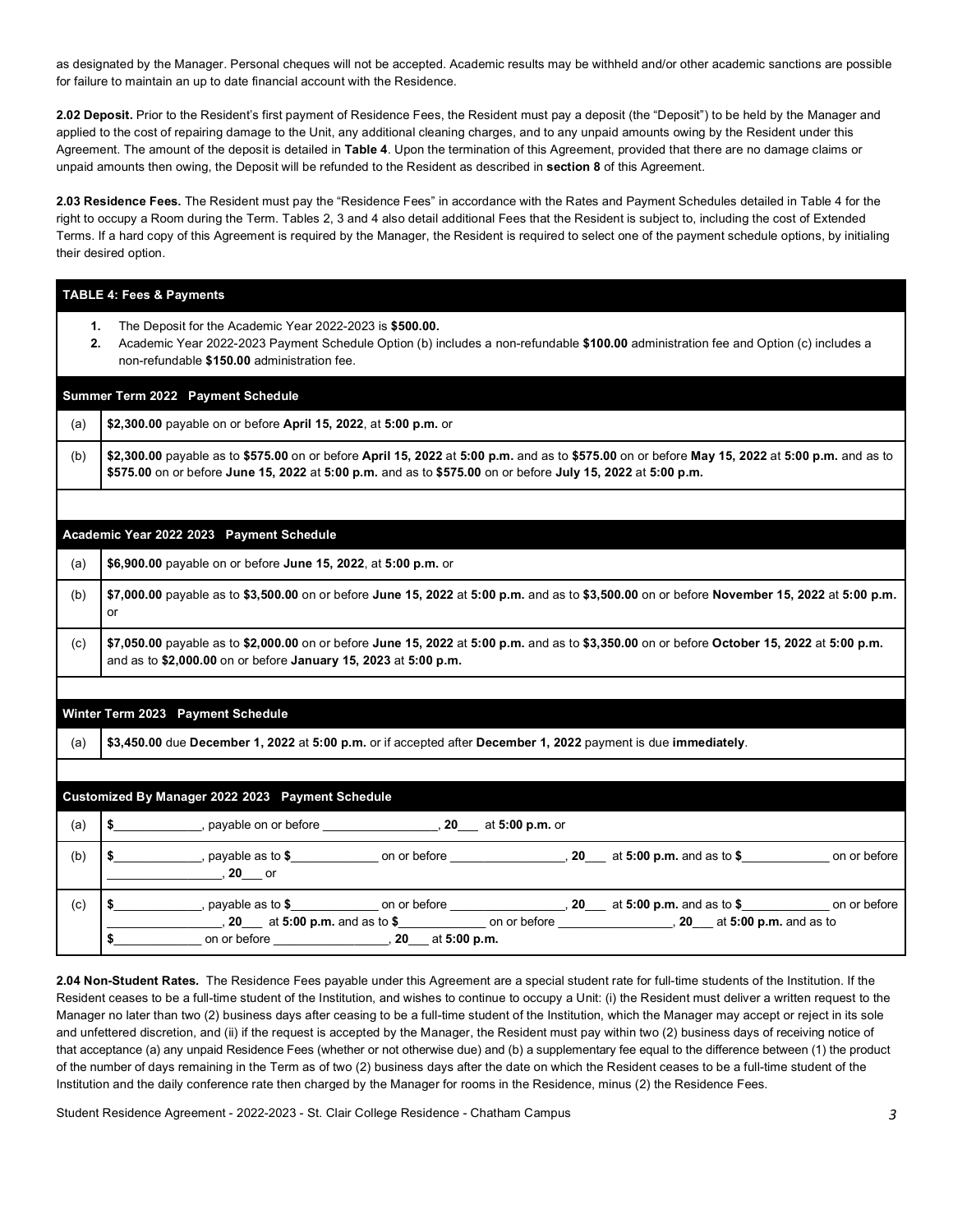as designated by the Manager. Personal cheques will not be accepted. Academic results may be withheld and/or other academic sanctions are possible for failure to maintain an up to date financial account with the Residence.

**2.02 Deposit.** Prior to the Resident's first payment of Residence Fees, the Resident must pay a deposit (the "Deposit") to be held by the Manager and applied to the cost of repairing damage to the Unit, any additional cleaning charges, and to any unpaid amounts owing by the Resident under this Agreement. The amount of the deposit is detailed in **Table 4**. Upon the termination of this Agreement, provided that there are no damage claims or unpaid amounts then owing, the Deposit will be refunded to the Resident as described in **section 8** of this Agreement.

**2.03 Residence Fees.** The Resident must pay the "Residence Fees" in accordance with the Rates and Payment Schedules detailed in Table 4 for the right to occupy a Room during the Term. Tables 2, 3 and 4 also detail additional Fees that the Resident is subject to, including the cost of Extended Terms. If a hard copy of this Agreement is required by the Manager, the Resident is required to select one of the payment schedule options, by initialing their desired option.

**TABLE 4: Fees & Payments**

1. The Deposit for the Academic Year 2022-2023 is **$500.00.**
2. Academic Year 2022-2023 Payment Schedule Option (b) includes a non-refundable **$100.00** administration fee and Option (c) includes a non-refundable **$150.00** administration fee.

| **Summer Term 2022 Payment Schedule** | |
|---|---|
| (a) | **$2,300.00** payable on or before **April 15, 2022**, at **5:00 p.m.** or |
| (b) | **$2,300.00** payable as to **$575.00** on or before **April 15, 2022** at **5:00 p.m.** and as to **$575.00** on or before **May 15, 2022** at **5:00 p.m.** and as to **$575.00** on or before **June 15, 2022** at **5:00 p.m.** and as to **$575.00** on or before **July 15, 2022** at **5:00 p.m.** |

| **Academic Year 2022 2023 Payment Schedule** | |
|---|---|
| (a) | **$6,900.00** payable on or before **June 15, 2022**, at **5:00 p.m.** or |
| (b) | **$7,000.00** payable as to **$3,500.00** on or before **June 15, 2022** at **5:00 p.m.** and as to **$3,500.00** on or before **November 15, 2022** at **5:00 p.m.** or |
| (c) | **$7,050.00** payable as to **$2,000.00** on or before **June 15, 2022** at **5:00 p.m.** and as to **$3,350.00** on or before **October 15, 2022** at **5:00 p.m.** and as to **$2,000.00** on or before **January 15, 2023** at **5:00 p.m.** |

| **Winter Term 2023 Payment Schedule** | |
|---|---|
| (a) | **$3,450.00** due **December 1, 2022** at **5:00 p.m.** or if accepted after **December 1, 2022** payment is due **immediately**. |

| **Customized By Manager 2022 2023 Payment Schedule** | |
|---|---|
| (a) | **$**____________, payable on or before ________________, **20**___ at **5:00 p.m.** or |
| (b) | **$**____________, payable as to **$**____________ on or before ________________, **20**___ at **5:00 p.m.** and as to **$**____________ on or before ________________, **20**___ or |
| (c) | **$**____________, payable as to **$**____________ on or before ________________, **20**___ at **5:00 p.m.** and as to **$**____________ on or before ________________, **20**___ at **5:00 p.m.** and as to **$**____________ on or before ________________, **20**___ at **5:00 p.m.** and as to **$**____________ on or before ________________, **20**___ at **5:00 p.m.** |

**2.04 Non-Student Rates.** The Residence Fees payable under this Agreement are a special student rate for full-time students of the Institution. If the Resident ceases to be a full-time student of the Institution, and wishes to continue to occupy a Unit: (i) the Resident must deliver a written request to the Manager no later than two (2) business days after ceasing to be a full-time student of the Institution, which the Manager may accept or reject in its sole and unfettered discretion, and (ii) if the request is accepted by the Manager, the Resident must pay within two (2) business days of receiving notice of that acceptance (a) any unpaid Residence Fees (whether or not otherwise due) and (b) a supplementary fee equal to the difference between (1) the product of the number of days remaining in the Term as of two (2) business days after the date on which the Resident ceases to be a full-time student of the Institution and the daily conference rate then charged by the Manager for rooms in the Residence, minus (2) the Residence Fees.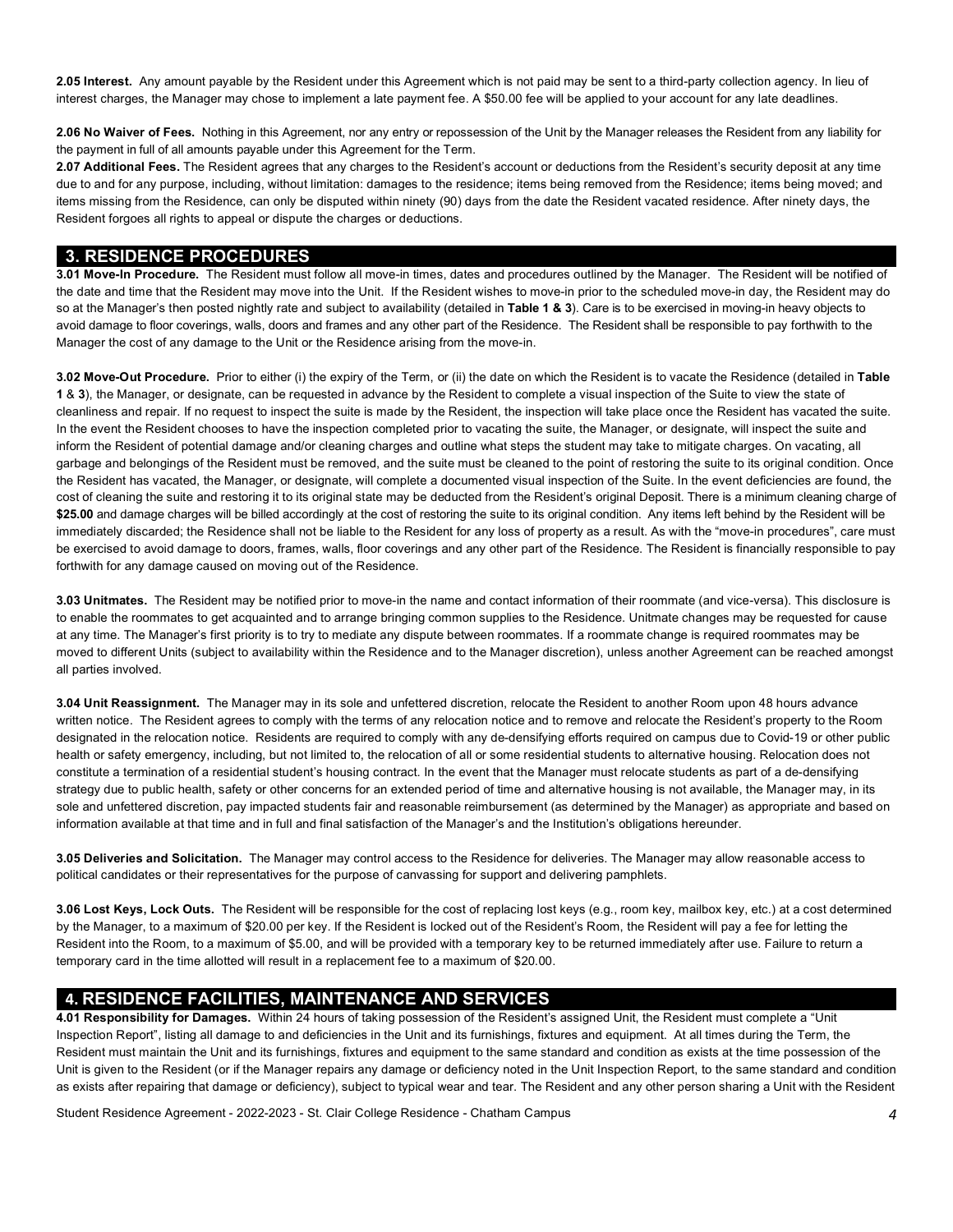**2.05 Interest.** Any amount payable by the Resident under this Agreement which is not paid may be sent to a third-party collection agency. In lieu of interest charges, the Manager may chose to implement a late payment fee. A $50.00 fee will be applied to your account for any late deadlines.

**2.06 No Waiver of Fees.** Nothing in this Agreement, nor any entry or repossession of the Unit by the Manager releases the Resident from any liability for the payment in full of all amounts payable under this Agreement for the Term.

**2.07 Additional Fees.** The Resident agrees that any charges to the Resident's account or deductions from the Resident's security deposit at any time due to and for any purpose, including, without limitation: damages to the residence; items being removed from the Residence; items being moved; and items missing from the Residence, can only be disputed within ninety (90) days from the date the Resident vacated residence. After ninety days, the Resident forgoes all rights to appeal or dispute the charges or deductions.

## 3. RESIDENCE PROCEDURES

**3.01 Move-In Procedure.** The Resident must follow all move-in times, dates and procedures outlined by the Manager. The Resident will be notified of the date and time that the Resident may move into the Unit. If the Resident wishes to move-in prior to the scheduled move-in day, the Resident may do so at the Manager's then posted nightly rate and subject to availability (detailed in **Table 1 & 3**). Care is to be exercised in moving-in heavy objects to avoid damage to floor coverings, walls, doors and frames and any other part of the Residence. The Resident shall be responsible to pay forthwith to the Manager the cost of any damage to the Unit or the Residence arising from the move-in.

**3.02 Move-Out Procedure.** Prior to either (i) the expiry of the Term, or (ii) the date on which the Resident is to vacate the Residence (detailed in **Table 1** & **3**), the Manager, or designate, can be requested in advance by the Resident to complete a visual inspection of the Suite to view the state of cleanliness and repair. If no request to inspect the suite is made by the Resident, the inspection will take place once the Resident has vacated the suite. In the event the Resident chooses to have the inspection completed prior to vacating the suite, the Manager, or designate, will inspect the suite and inform the Resident of potential damage and/or cleaning charges and outline what steps the student may take to mitigate charges. On vacating, all garbage and belongings of the Resident must be removed, and the suite must be cleaned to the point of restoring the suite to its original condition. Once the Resident has vacated, the Manager, or designate, will complete a documented visual inspection of the Suite. In the event deficiencies are found, the cost of cleaning the suite and restoring it to its original state may be deducted from the Resident's original Deposit. There is a minimum cleaning charge of **$25.00** and damage charges will be billed accordingly at the cost of restoring the suite to its original condition. Any items left behind by the Resident will be immediately discarded; the Residence shall not be liable to the Resident for any loss of property as a result. As with the "move-in procedures", care must be exercised to avoid damage to doors, frames, walls, floor coverings and any other part of the Residence. The Resident is financially responsible to pay forthwith for any damage caused on moving out of the Residence.

**3.03 Unitmates.** The Resident may be notified prior to move-in the name and contact information of their roommate (and vice-versa). This disclosure is to enable the roommates to get acquainted and to arrange bringing common supplies to the Residence. Unitmate changes may be requested for cause at any time. The Manager's first priority is to try to mediate any dispute between roommates. If a roommate change is required roommates may be moved to different Units (subject to availability within the Residence and to the Manager discretion), unless another Agreement can be reached amongst all parties involved.

**3.04 Unit Reassignment.** The Manager may in its sole and unfettered discretion, relocate the Resident to another Room upon 48 hours advance written notice. The Resident agrees to comply with the terms of any relocation notice and to remove and relocate the Resident's property to the Room designated in the relocation notice. Residents are required to comply with any de-densifying efforts required on campus due to Covid-19 or other public health or safety emergency, including, but not limited to, the relocation of all or some residential students to alternative housing. Relocation does not constitute a termination of a residential student's housing contract. In the event that the Manager must relocate students as part of a de-densifying strategy due to public health, safety or other concerns for an extended period of time and alternative housing is not available, the Manager may, in its sole and unfettered discretion, pay impacted students fair and reasonable reimbursement (as determined by the Manager) as appropriate and based on information available at that time and in full and final satisfaction of the Manager's and the Institution's obligations hereunder.

**3.05 Deliveries and Solicitation.** The Manager may control access to the Residence for deliveries. The Manager may allow reasonable access to political candidates or their representatives for the purpose of canvassing for support and delivering pamphlets.

**3.06 Lost Keys, Lock Outs.** The Resident will be responsible for the cost of replacing lost keys (e.g., room key, mailbox key, etc.) at a cost determined by the Manager, to a maximum of $20.00 per key. If the Resident is locked out of the Resident's Room, the Resident will pay a fee for letting the Resident into the Room, to a maximum of $5.00, and will be provided with a temporary key to be returned immediately after use. Failure to return a temporary card in the time allotted will result in a replacement fee to a maximum of $20.00.

## 4. RESIDENCE FACILITIES, MAINTENANCE AND SERVICES

**4.01 Responsibility for Damages.** Within 24 hours of taking possession of the Resident's assigned Unit, the Resident must complete a "Unit Inspection Report", listing all damage to and deficiencies in the Unit and its furnishings, fixtures and equipment. At all times during the Term, the Resident must maintain the Unit and its furnishings, fixtures and equipment to the same standard and condition as exists at the time possession of the Unit is given to the Resident (or if the Manager repairs any damage or deficiency noted in the Unit Inspection Report, to the same standard and condition as exists after repairing that damage or deficiency), subject to typical wear and tear. The Resident and any other person sharing a Unit with the Resident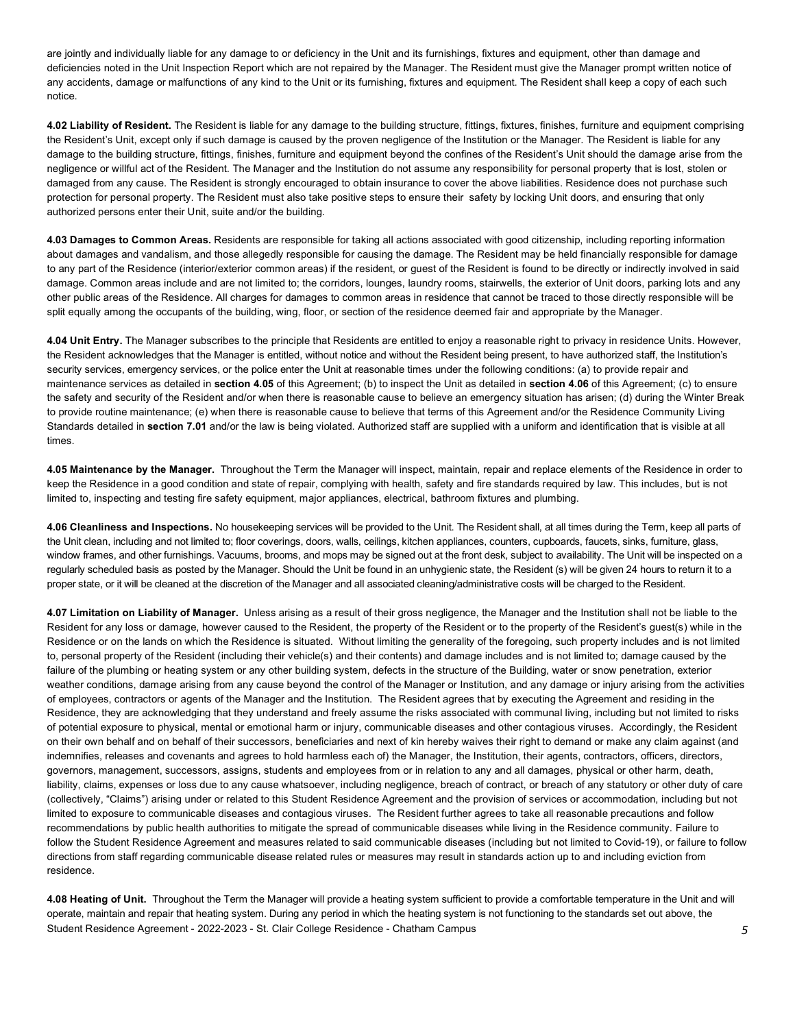are jointly and individually liable for any damage to or deficiency in the Unit and its furnishings, fixtures and equipment, other than damage and deficiencies noted in the Unit Inspection Report which are not repaired by the Manager. The Resident must give the Manager prompt written notice of any accidents, damage or malfunctions of any kind to the Unit or its furnishing, fixtures and equipment. The Resident shall keep a copy of each such notice.

**4.02 Liability of Resident.** The Resident is liable for any damage to the building structure, fittings, fixtures, finishes, furniture and equipment comprising the Resident's Unit, except only if such damage is caused by the proven negligence of the Institution or the Manager. The Resident is liable for any damage to the building structure, fittings, finishes, furniture and equipment beyond the confines of the Resident's Unit should the damage arise from the negligence or willful act of the Resident. The Manager and the Institution do not assume any responsibility for personal property that is lost, stolen or damaged from any cause. The Resident is strongly encouraged to obtain insurance to cover the above liabilities. Residence does not purchase such protection for personal property. The Resident must also take positive steps to ensure their safety by locking Unit doors, and ensuring that only authorized persons enter their Unit, suite and/or the building.

**4.03 Damages to Common Areas.** Residents are responsible for taking all actions associated with good citizenship, including reporting information about damages and vandalism, and those allegedly responsible for causing the damage. The Resident may be held financially responsible for damage to any part of the Residence (interior/exterior common areas) if the resident, or guest of the Resident is found to be directly or indirectly involved in said damage. Common areas include and are not limited to; the corridors, lounges, laundry rooms, stairwells, the exterior of Unit doors, parking lots and any other public areas of the Residence. All charges for damages to common areas in residence that cannot be traced to those directly responsible will be split equally among the occupants of the building, wing, floor, or section of the residence deemed fair and appropriate by the Manager.

**4.04 Unit Entry.** The Manager subscribes to the principle that Residents are entitled to enjoy a reasonable right to privacy in residence Units. However, the Resident acknowledges that the Manager is entitled, without notice and without the Resident being present, to have authorized staff, the Institution's security services, emergency services, or the police enter the Unit at reasonable times under the following conditions: (a) to provide repair and maintenance services as detailed in **section 4.05** of this Agreement; (b) to inspect the Unit as detailed in **section 4.06** of this Agreement; (c) to ensure the safety and security of the Resident and/or when there is reasonable cause to believe an emergency situation has arisen; (d) during the Winter Break to provide routine maintenance; (e) when there is reasonable cause to believe that terms of this Agreement and/or the Residence Community Living Standards detailed in **section 7.01** and/or the law is being violated. Authorized staff are supplied with a uniform and identification that is visible at all times.

**4.05 Maintenance by the Manager.** Throughout the Term the Manager will inspect, maintain, repair and replace elements of the Residence in order to keep the Residence in a good condition and state of repair, complying with health, safety and fire standards required by law. This includes, but is not limited to, inspecting and testing fire safety equipment, major appliances, electrical, bathroom fixtures and plumbing.

**4.06 Cleanliness and Inspections.** No housekeeping services will be provided to the Unit. The Resident shall, at all times during the Term, keep all parts of the Unit clean, including and not limited to; floor coverings, doors, walls, ceilings, kitchen appliances, counters, cupboards, faucets, sinks, furniture, glass, window frames, and other furnishings. Vacuums, brooms, and mops may be signed out at the front desk, subject to availability. The Unit will be inspected on a regularly scheduled basis as posted by the Manager. Should the Unit be found in an unhygienic state, the Resident (s) will be given 24 hours to return it to a proper state, or it will be cleaned at the discretion of the Manager and all associated cleaning/administrative costs will be charged to the Resident.

**4.07 Limitation on Liability of Manager.** Unless arising as a result of their gross negligence, the Manager and the Institution shall not be liable to the Resident for any loss or damage, however caused to the Resident, the property of the Resident or to the property of the Resident's guest(s) while in the Residence or on the lands on which the Residence is situated. Without limiting the generality of the foregoing, such property includes and is not limited to, personal property of the Resident (including their vehicle(s) and their contents) and damage includes and is not limited to; damage caused by the failure of the plumbing or heating system or any other building system, defects in the structure of the Building, water or snow penetration, exterior weather conditions, damage arising from any cause beyond the control of the Manager or Institution, and any damage or injury arising from the activities of employees, contractors or agents of the Manager and the Institution. The Resident agrees that by executing the Agreement and residing in the Residence, they are acknowledging that they understand and freely assume the risks associated with communal living, including but not limited to risks of potential exposure to physical, mental or emotional harm or injury, communicable diseases and other contagious viruses. Accordingly, the Resident on their own behalf and on behalf of their successors, beneficiaries and next of kin hereby waives their right to demand or make any claim against (and indemnifies, releases and covenants and agrees to hold harmless each of) the Manager, the Institution, their agents, contractors, officers, directors, governors, management, successors, assigns, students and employees from or in relation to any and all damages, physical or other harm, death, liability, claims, expenses or loss due to any cause whatsoever, including negligence, breach of contract, or breach of any statutory or other duty of care (collectively, "Claims") arising under or related to this Student Residence Agreement and the provision of services or accommodation, including but not limited to exposure to communicable diseases and contagious viruses. The Resident further agrees to take all reasonable precautions and follow recommendations by public health authorities to mitigate the spread of communicable diseases while living in the Residence community. Failure to follow the Student Residence Agreement and measures related to said communicable diseases (including but not limited to Covid-19), or failure to follow directions from staff regarding communicable disease related rules or measures may result in standards action up to and including eviction from residence.

**4.08 Heating of Unit.** Throughout the Term the Manager will provide a heating system sufficient to provide a comfortable temperature in the Unit and will operate, maintain and repair that heating system. During any period in which the heating system is not functioning to the standards set out above, the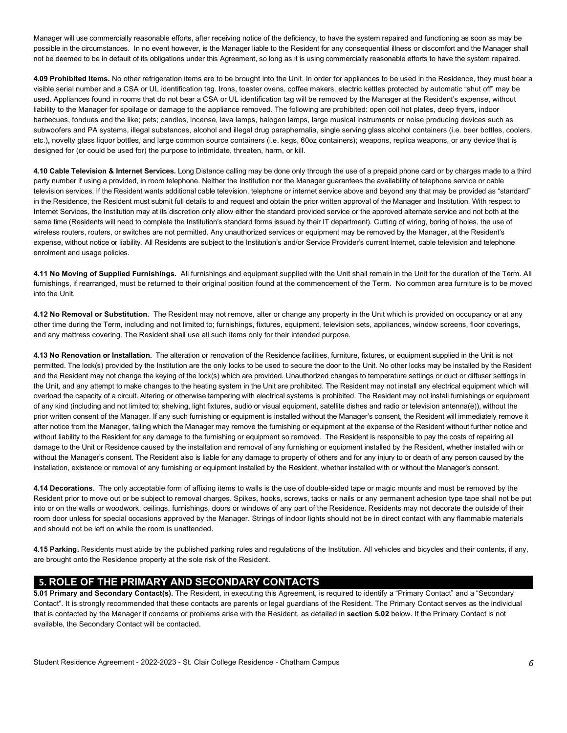Manager will use commercially reasonable efforts, after receiving notice of the deficiency, to have the system repaired and functioning as soon as may be possible in the circumstances. In no event however, is the Manager liable to the Resident for any consequential illness or discomfort and the Manager shall not be deemed to be in default of its obligations under this Agreement, so long as it is using commercially reasonable efforts to have the system repaired.

**4.09 Prohibited Items.** No other refrigeration items are to be brought into the Unit. In order for appliances to be used in the Residence, they must bear a visible serial number and a CSA or UL identification tag. Irons, toaster ovens, coffee makers, electric kettles protected by automatic "shut off" may be used. Appliances found in rooms that do not bear a CSA or UL identification tag will be removed by the Manager at the Resident's expense, without liability to the Manager for spoilage or damage to the appliance removed. The following are prohibited: open coil hot plates, deep fryers, indoor barbecues, fondues and the like; pets; candles, incense, lava lamps, halogen lamps, large musical instruments or noise producing devices such as subwoofers and PA systems, illegal substances, alcohol and illegal drug paraphernalia, single serving glass alcohol containers (i.e. beer bottles, coolers, etc.), novelty glass liquor bottles, and large common source containers (i.e. kegs, 60oz containers); weapons, replica weapons, or any device that is designed for (or could be used for) the purpose to intimidate, threaten, harm, or kill.

**4.10 Cable Television & Internet Services.** Long Distance calling may be done only through the use of a prepaid phone card or by charges made to a third party number if using a provided, in room telephone. Neither the Institution nor the Manager guarantees the availability of telephone service or cable television services. If the Resident wants additional cable television, telephone or internet service above and beyond any that may be provided as "standard" in the Residence, the Resident must submit full details to and request and obtain the prior written approval of the Manager and Institution. With respect to Internet Services, the Institution may at its discretion only allow either the standard provided service or the approved alternate service and not both at the same time (Residents will need to complete the Institution's standard forms issued by their IT department). Cutting of wiring, boring of holes, the use of wireless routers, routers, or switches are not permitted. Any unauthorized services or equipment may be removed by the Manager, at the Resident's expense, without notice or liability. All Residents are subject to the Institution's and/or Service Provider's current Internet, cable television and telephone enrolment and usage policies.

**4.11 No Moving of Supplied Furnishings.** All furnishings and equipment supplied with the Unit shall remain in the Unit for the duration of the Term. All furnishings, if rearranged, must be returned to their original position found at the commencement of the Term. No common area furniture is to be moved into the Unit.

**4.12 No Removal or Substitution.** The Resident may not remove, alter or change any property in the Unit which is provided on occupancy or at any other time during the Term, including and not limited to; furnishings, fixtures, equipment, television sets, appliances, window screens, floor coverings, and any mattress covering. The Resident shall use all such items only for their intended purpose.

**4.13 No Renovation or Installation.** The alteration or renovation of the Residence facilities, furniture, fixtures, or equipment supplied in the Unit is not permitted. The lock(s) provided by the Institution are the only locks to be used to secure the door to the Unit. No other locks may be installed by the Resident and the Resident may not change the keying of the lock(s) which are provided. Unauthorized changes to temperature settings or duct or diffuser settings in the Unit, and any attempt to make changes to the heating system in the Unit are prohibited. The Resident may not install any electrical equipment which will overload the capacity of a circuit. Altering or otherwise tampering with electrical systems is prohibited. The Resident may not install furnishings or equipment of any kind (including and not limited to; shelving, light fixtures, audio or visual equipment, satellite dishes and radio or television antenna(e)), without the prior written consent of the Manager. If any such furnishing or equipment is installed without the Manager's consent, the Resident will immediately remove it after notice from the Manager, failing which the Manager may remove the furnishing or equipment at the expense of the Resident without further notice and without liability to the Resident for any damage to the furnishing or equipment so removed. The Resident is responsible to pay the costs of repairing all damage to the Unit or Residence caused by the installation and removal of any furnishing or equipment installed by the Resident, whether installed with or without the Manager's consent. The Resident also is liable for any damage to property of others and for any injury to or death of any person caused by the installation, existence or removal of any furnishing or equipment installed by the Resident, whether installed with or without the Manager's consent.

**4.14 Decorations.** The only acceptable form of affixing items to walls is the use of double-sided tape or magic mounts and must be removed by the Resident prior to move out or be subject to removal charges. Spikes, hooks, screws, tacks or nails or any permanent adhesion type tape shall not be put into or on the walls or woodwork, ceilings, furnishings, doors or windows of any part of the Residence. Residents may not decorate the outside of their room door unless for special occasions approved by the Manager. Strings of indoor lights should not be in direct contact with any flammable materials and should not be left on while the room is unattended.

**4.15 Parking.** Residents must abide by the published parking rules and regulations of the Institution. All vehicles and bicycles and their contents, if any, are brought onto the Residence property at the sole risk of the Resident.

## 5. ROLE OF THE PRIMARY AND SECONDARY CONTACTS

**5.01 Primary and Secondary Contact(s).** The Resident, in executing this Agreement, is required to identify a "Primary Contact" and a "Secondary Contact". It is strongly recommended that these contacts are parents or legal guardians of the Resident. The Primary Contact serves as the individual that is contacted by the Manager if concerns or problems arise with the Resident, as detailed in **section 5.02** below. If the Primary Contact is not available, the Secondary Contact will be contacted.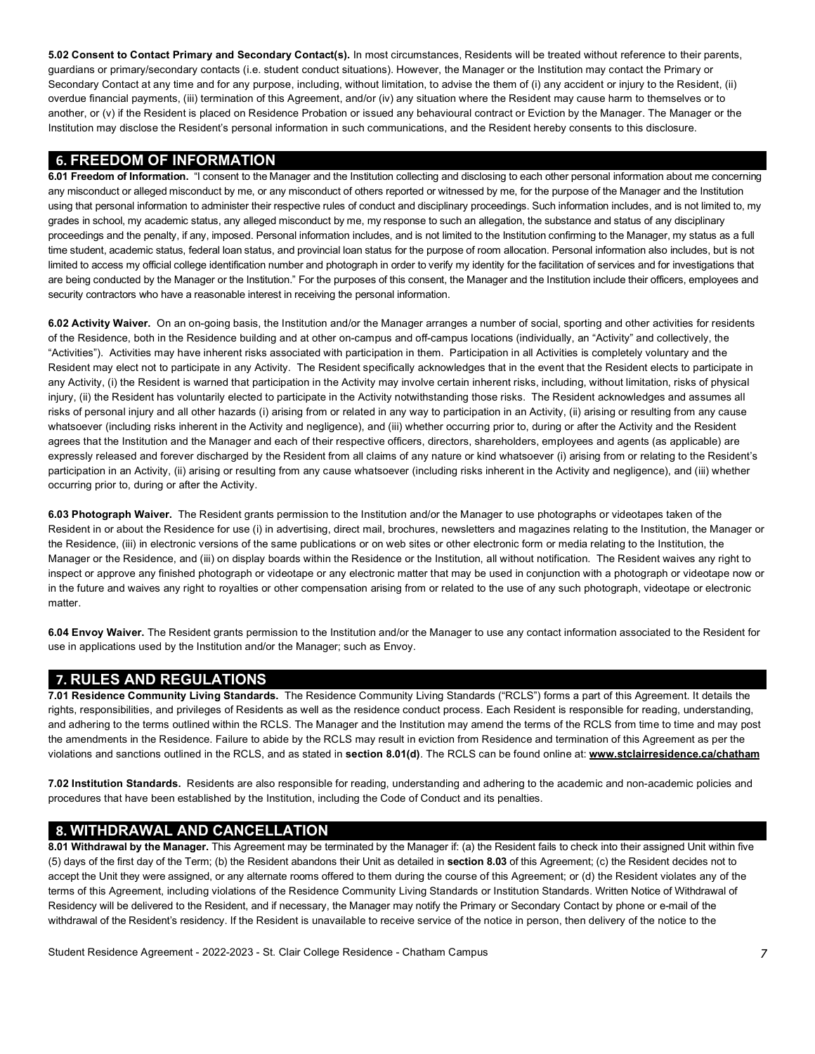**5.02 Consent to Contact Primary and Secondary Contact(s).** In most circumstances, Residents will be treated without reference to their parents, guardians or primary/secondary contacts (i.e. student conduct situations). However, the Manager or the Institution may contact the Primary or Secondary Contact at any time and for any purpose, including, without limitation, to advise the them of (i) any accident or injury to the Resident, (ii) overdue financial payments, (iii) termination of this Agreement, and/or (iv) any situation where the Resident may cause harm to themselves or to another, or (v) if the Resident is placed on Residence Probation or issued any behavioural contract or Eviction by the Manager. The Manager or the Institution may disclose the Resident's personal information in such communications, and the Resident hereby consents to this disclosure.

## 6. FREEDOM OF INFORMATION

**6.01 Freedom of Information.** "I consent to the Manager and the Institution collecting and disclosing to each other personal information about me concerning any misconduct or alleged misconduct by me, or any misconduct of others reported or witnessed by me, for the purpose of the Manager and the Institution using that personal information to administer their respective rules of conduct and disciplinary proceedings. Such information includes, and is not limited to, my grades in school, my academic status, any alleged misconduct by me, my response to such an allegation, the substance and status of any disciplinary proceedings and the penalty, if any, imposed. Personal information includes, and is not limited to the Institution confirming to the Manager, my status as a full time student, academic status, federal loan status, and provincial loan status for the purpose of room allocation. Personal information also includes, but is not limited to access my official college identification number and photograph in order to verify my identity for the facilitation of services and for investigations that are being conducted by the Manager or the Institution." For the purposes of this consent, the Manager and the Institution include their officers, employees and security contractors who have a reasonable interest in receiving the personal information.

**6.02 Activity Waiver.** On an on-going basis, the Institution and/or the Manager arranges a number of social, sporting and other activities for residents of the Residence, both in the Residence building and at other on-campus and off-campus locations (individually, an "Activity" and collectively, the "Activities"). Activities may have inherent risks associated with participation in them. Participation in all Activities is completely voluntary and the Resident may elect not to participate in any Activity. The Resident specifically acknowledges that in the event that the Resident elects to participate in any Activity, (i) the Resident is warned that participation in the Activity may involve certain inherent risks, including, without limitation, risks of physical injury, (ii) the Resident has voluntarily elected to participate in the Activity notwithstanding those risks. The Resident acknowledges and assumes all risks of personal injury and all other hazards (i) arising from or related in any way to participation in an Activity, (ii) arising or resulting from any cause whatsoever (including risks inherent in the Activity and negligence), and (iii) whether occurring prior to, during or after the Activity and the Resident agrees that the Institution and the Manager and each of their respective officers, directors, shareholders, employees and agents (as applicable) are expressly released and forever discharged by the Resident from all claims of any nature or kind whatsoever (i) arising from or relating to the Resident's participation in an Activity, (ii) arising or resulting from any cause whatsoever (including risks inherent in the Activity and negligence), and (iii) whether occurring prior to, during or after the Activity.

**6.03 Photograph Waiver.** The Resident grants permission to the Institution and/or the Manager to use photographs or videotapes taken of the Resident in or about the Residence for use (i) in advertising, direct mail, brochures, newsletters and magazines relating to the Institution, the Manager or the Residence, (iii) in electronic versions of the same publications or on web sites or other electronic form or media relating to the Institution, the Manager or the Residence, and (iii) on display boards within the Residence or the Institution, all without notification. The Resident waives any right to inspect or approve any finished photograph or videotape or any electronic matter that may be used in conjunction with a photograph or videotape now or in the future and waives any right to royalties or other compensation arising from or related to the use of any such photograph, videotape or electronic matter.

**6.04 Envoy Waiver.** The Resident grants permission to the Institution and/or the Manager to use any contact information associated to the Resident for use in applications used by the Institution and/or the Manager; such as Envoy.

## 7. RULES AND REGULATIONS

**7.01 Residence Community Living Standards.** The Residence Community Living Standards ("RCLS") forms a part of this Agreement. It details the rights, responsibilities, and privileges of Residents as well as the residence conduct process. Each Resident is responsible for reading, understanding, and adhering to the terms outlined within the RCLS. The Manager and the Institution may amend the terms of the RCLS from time to time and may post the amendments in the Residence. Failure to abide by the RCLS may result in eviction from Residence and termination of this Agreement as per the violations and sanctions outlined in the RCLS, and as stated in **section 8.01(d)**. The RCLS can be found online at: **www.stclairresidence.ca/chatham**

**7.02 Institution Standards.** Residents are also responsible for reading, understanding and adhering to the academic and non-academic policies and procedures that have been established by the Institution, including the Code of Conduct and its penalties.

## 8. WITHDRAWAL AND CANCELLATION

**8.01 Withdrawal by the Manager.** This Agreement may be terminated by the Manager if: (a) the Resident fails to check into their assigned Unit within five (5) days of the first day of the Term; (b) the Resident abandons their Unit as detailed in **section 8.03** of this Agreement; (c) the Resident decides not to accept the Unit they were assigned, or any alternate rooms offered to them during the course of this Agreement; or (d) the Resident violates any of the terms of this Agreement, including violations of the Residence Community Living Standards or Institution Standards. Written Notice of Withdrawal of Residency will be delivered to the Resident, and if necessary, the Manager may notify the Primary or Secondary Contact by phone or e-mail of the withdrawal of the Resident's residency. If the Resident is unavailable to receive service of the notice in person, then delivery of the notice to the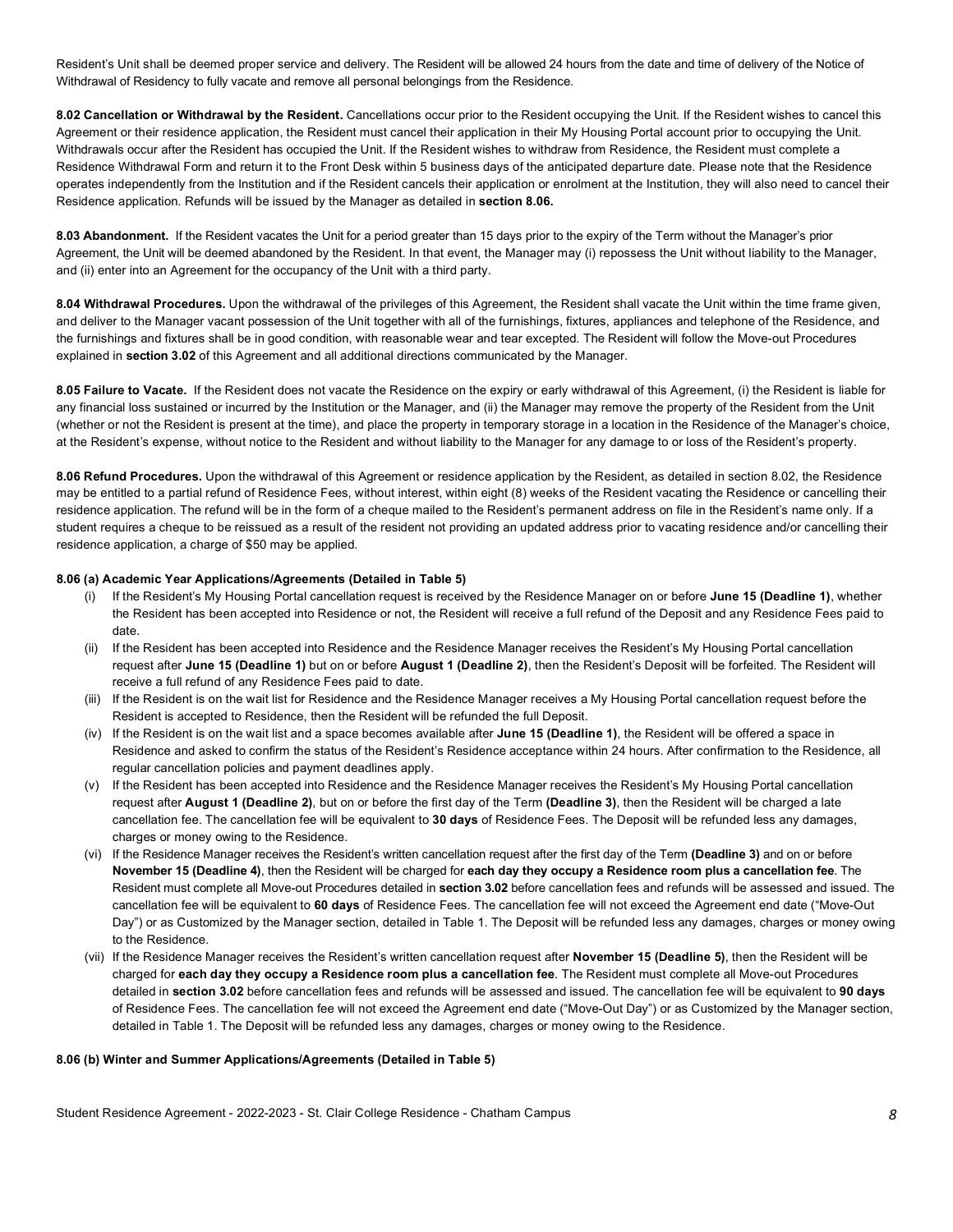Resident's Unit shall be deemed proper service and delivery. The Resident will be allowed 24 hours from the date and time of delivery of the Notice of Withdrawal of Residency to fully vacate and remove all personal belongings from the Residence.

**8.02 Cancellation or Withdrawal by the Resident.** Cancellations occur prior to the Resident occupying the Unit. If the Resident wishes to cancel this Agreement or their residence application, the Resident must cancel their application in their My Housing Portal account prior to occupying the Unit. Withdrawals occur after the Resident has occupied the Unit. If the Resident wishes to withdraw from Residence, the Resident must complete a Residence Withdrawal Form and return it to the Front Desk within 5 business days of the anticipated departure date. Please note that the Residence operates independently from the Institution and if the Resident cancels their application or enrolment at the Institution, they will also need to cancel their Residence application. Refunds will be issued by the Manager as detailed in **section 8.06.**

**8.03 Abandonment.** If the Resident vacates the Unit for a period greater than 15 days prior to the expiry of the Term without the Manager's prior Agreement, the Unit will be deemed abandoned by the Resident. In that event, the Manager may (i) repossess the Unit without liability to the Manager, and (ii) enter into an Agreement for the occupancy of the Unit with a third party.

**8.04 Withdrawal Procedures.** Upon the withdrawal of the privileges of this Agreement, the Resident shall vacate the Unit within the time frame given, and deliver to the Manager vacant possession of the Unit together with all of the furnishings, fixtures, appliances and telephone of the Residence, and the furnishings and fixtures shall be in good condition, with reasonable wear and tear excepted. The Resident will follow the Move-out Procedures explained in **section 3.02** of this Agreement and all additional directions communicated by the Manager.

**8.05 Failure to Vacate.** If the Resident does not vacate the Residence on the expiry or early withdrawal of this Agreement, (i) the Resident is liable for any financial loss sustained or incurred by the Institution or the Manager, and (ii) the Manager may remove the property of the Resident from the Unit (whether or not the Resident is present at the time), and place the property in temporary storage in a location in the Residence of the Manager's choice, at the Resident's expense, without notice to the Resident and without liability to the Manager for any damage to or loss of the Resident's property.

**8.06 Refund Procedures.** Upon the withdrawal of this Agreement or residence application by the Resident, as detailed in section 8.02, the Residence may be entitled to a partial refund of Residence Fees, without interest, within eight (8) weeks of the Resident vacating the Residence or cancelling their residence application. The refund will be in the form of a cheque mailed to the Resident's permanent address on file in the Resident's name only. If a student requires a cheque to be reissued as a result of the resident not providing an updated address prior to vacating residence and/or cancelling their residence application, a charge of $50 may be applied.

**8.06 (a) Academic Year Applications/Agreements (Detailed in Table 5)**

(i) If the Resident's My Housing Portal cancellation request is received by the Residence Manager on or before **June 15 (Deadline 1)**, whether the Resident has been accepted into Residence or not, the Resident will receive a full refund of the Deposit and any Residence Fees paid to date.

(ii) If the Resident has been accepted into Residence and the Residence Manager receives the Resident's My Housing Portal cancellation request after **June 15 (Deadline 1)** but on or before **August 1 (Deadline 2)**, then the Resident's Deposit will be forfeited. The Resident will receive a full refund of any Residence Fees paid to date.

(iii) If the Resident is on the wait list for Residence and the Residence Manager receives a My Housing Portal cancellation request before the Resident is accepted to Residence, then the Resident will be refunded the full Deposit.

(iv) If the Resident is on the wait list and a space becomes available after **June 15 (Deadline 1)**, the Resident will be offered a space in Residence and asked to confirm the status of the Resident's Residence acceptance within 24 hours. After confirmation to the Residence, all regular cancellation policies and payment deadlines apply.

(v) If the Resident has been accepted into Residence and the Residence Manager receives the Resident's My Housing Portal cancellation request after **August 1 (Deadline 2)**, but on or before the first day of the Term **(Deadline 3)**, then the Resident will be charged a late cancellation fee. The cancellation fee will be equivalent to **30 days** of Residence Fees. The Deposit will be refunded less any damages, charges or money owing to the Residence.

(vi) If the Residence Manager receives the Resident's written cancellation request after the first day of the Term **(Deadline 3)** and on or before **November 15 (Deadline 4)**, then the Resident will be charged for **each day they occupy a Residence room plus a cancellation fee**. The Resident must complete all Move-out Procedures detailed in **section 3.02** before cancellation fees and refunds will be assessed and issued. The cancellation fee will be equivalent to **60 days** of Residence Fees. The cancellation fee will not exceed the Agreement end date ("Move-Out Day") or as Customized by the Manager section, detailed in Table 1. The Deposit will be refunded less any damages, charges or money owing to the Residence.

(vii) If the Residence Manager receives the Resident's written cancellation request after **November 15 (Deadline 5)**, then the Resident will be charged for **each day they occupy a Residence room plus a cancellation fee**. The Resident must complete all Move-out Procedures detailed in **section 3.02** before cancellation fees and refunds will be assessed and issued. The cancellation fee will be equivalent to **90 days** of Residence Fees. The cancellation fee will not exceed the Agreement end date ("Move-Out Day") or as Customized by the Manager section, detailed in Table 1. The Deposit will be refunded less any damages, charges or money owing to the Residence.

**8.06 (b) Winter and Summer Applications/Agreements (Detailed in Table 5)**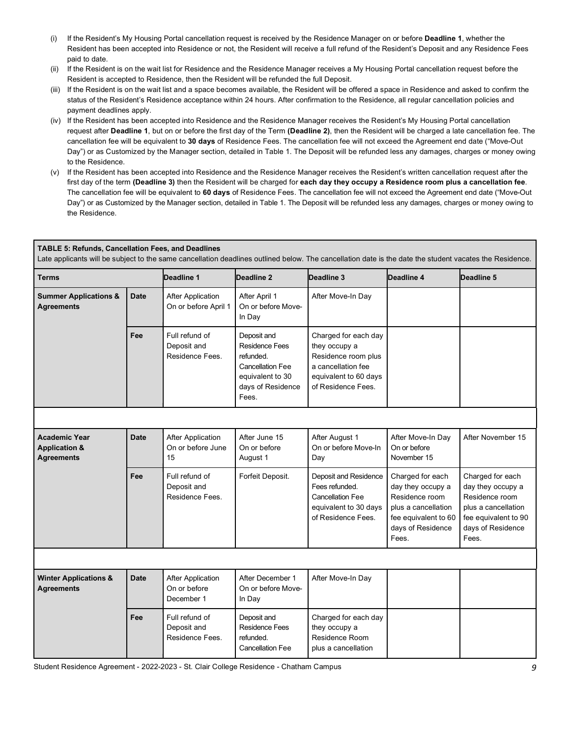(i) If the Resident's My Housing Portal cancellation request is received by the Residence Manager on or before **Deadline 1**, whether the Resident has been accepted into Residence or not, the Resident will receive a full refund of the Resident's Deposit and any Residence Fees paid to date.

(ii) If the Resident is on the wait list for Residence and the Residence Manager receives a My Housing Portal cancellation request before the Resident is accepted to Residence, then the Resident will be refunded the full Deposit.

(iii) If the Resident is on the wait list and a space becomes available, the Resident will be offered a space in Residence and asked to confirm the status of the Resident's Residence acceptance within 24 hours. After confirmation to the Residence, all regular cancellation policies and payment deadlines apply.

(iv) If the Resident has been accepted into Residence and the Residence Manager receives the Resident's My Housing Portal cancellation request after **Deadline 1**, but on or before the first day of the Term **(Deadline 2)**, then the Resident will be charged a late cancellation fee. The cancellation fee will be equivalent to **30 days** of Residence Fees. The cancellation fee will not exceed the Agreement end date ("Move-Out Day") or as Customized by the Manager section, detailed in Table 1. The Deposit will be refunded less any damages, charges or money owing to the Residence.

(v) If the Resident has been accepted into Residence and the Residence Manager receives the Resident's written cancellation request after the first day of the term **(Deadline 3)** then the Resident will be charged for **each day they occupy a Residence room plus a cancellation fee**. The cancellation fee will be equivalent to **60 days** of Residence Fees. The cancellation fee will not exceed the Agreement end date ("Move-Out Day") or as Customized by the Manager section, detailed in Table 1. The Deposit will be refunded less any damages, charges or money owing to the Residence.

**TABLE 5: Refunds, Cancellation Fees, and Deadlines**

Late applicants will be subject to the same cancellation deadlines outlined below. The cancellation date is the date the student vacates the Residence.

| Terms | | Deadline 1 | Deadline 2 | Deadline 3 | Deadline 4 | Deadline 5 |
|---|---|---|---|---|---|---|
| **Summer Applications & Agreements** | **Date** | After Application On or before April 1 | After April 1 On or before Move-In Day | After Move-In Day | | |
| | **Fee** | Full refund of Deposit and Residence Fees. | Deposit and Residence Fees refunded. Cancellation Fee equivalent to 30 days of Residence Fees. | Charged for each day they occupy a Residence room plus a cancellation fee equivalent to 60 days of Residence Fees. | | |
| | | | | | | |
| **Academic Year Application & Agreements** | **Date** | After Application On or before June 15 | After June 15 On or before August 1 | After August 1 On or before Move-In Day | After Move-In Day On or before November 15 | After November 15 |
| | **Fee** | Full refund of Deposit and Residence Fees. | Forfeit Deposit. | Deposit and Residence Fees refunded. Cancellation Fee equivalent to 30 days of Residence Fees. | Charged for each day they occupy a Residence room plus a cancellation fee equivalent to 60 days of Residence Fees. | Charged for each day they occupy a Residence room plus a cancellation fee equivalent to 90 days of Residence Fees. |
| | | | | | | |
| **Winter Applications & Agreements** | **Date** | After Application On or before December 1 | After December 1 On or before Move-In Day | After Move-In Day | | |
| | **Fee** | Full refund of Deposit and Residence Fees. | Deposit and Residence Fees refunded. Cancellation Fee | Charged for each day they occupy a Residence Room plus a cancellation | | |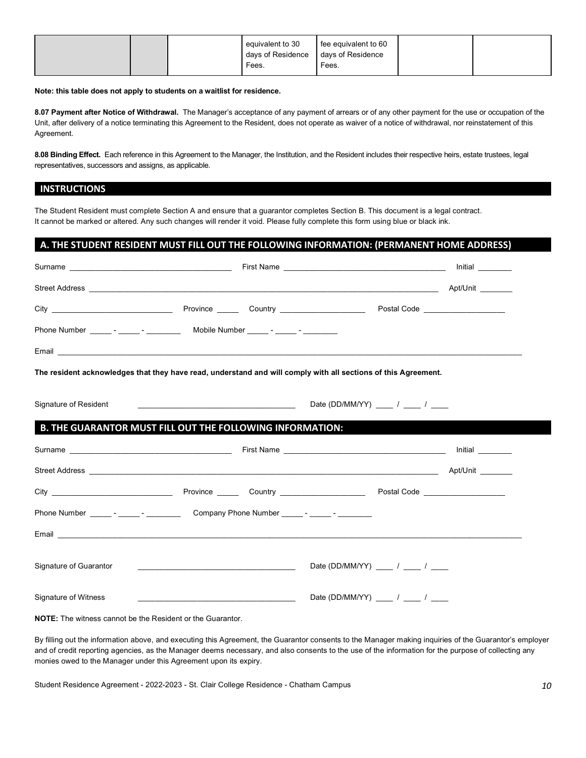|  |  |  | equivalent to 30 days of Residence Fees. | fee equivalent to 60 days of Residence Fees. |  |  |
|---|---|---|---|---|---|---|

**Note: this table does not apply to students on a waitlist for residence.**

**8.07 Payment after Notice of Withdrawal.** The Manager's acceptance of any payment of arrears or of any other payment for the use or occupation of the Unit, after delivery of a notice terminating this Agreement to the Resident, does not operate as waiver of a notice of withdrawal, nor reinstatement of this Agreement.

**8.08 Binding Effect.** Each reference in this Agreement to the Manager, the Institution, and the Resident includes their respective heirs, estate trustees, legal representatives, successors and assigns, as applicable.

## INSTRUCTIONS

The Student Resident must complete Section A and ensure that a guarantor completes Section B. This document is a legal contract. It cannot be marked or altered. Any such changes will render it void. Please fully complete this form using blue or black ink.

## A. THE STUDENT RESIDENT MUST FILL OUT THE FOLLOWING INFORMATION: (PERMANENT HOME ADDRESS)

Surname ______________________________ First Name ______________________________ Initial ________

Street Address ____________________________________________________________ Apt/Unit ________

City ____________________ Province _____ Country ________________ Postal Code ________________

Phone Number _____ - _____ - ________ Mobile Number _____ - _____ - ________

Email ______________________________________________________________________________

**The resident acknowledges that they have read, understand and will comply with all sections of this Agreement.**

Signature of Resident ______________________________ Date (DD/MM/YY) ____ / ____ / ____

## B. THE GUARANTOR MUST FILL OUT THE FOLLOWING INFORMATION:

Surname ______________________________ First Name ______________________________ Initial ________

Street Address ____________________________________________________________ Apt/Unit ________

City ____________________ Province _____ Country ________________ Postal Code ________________

Phone Number _____ - _____ - ________ Company Phone Number _____ - _____ - ________

Email ______________________________________________________________________________

Signature of Guarantor ______________________________ Date (DD/MM/YY) ____ / ____ / ____

Signature of Witness ______________________________ Date (DD/MM/YY) ____ / ____ / ____

**NOTE:** The witness cannot be the Resident or the Guarantor.

By filling out the information above, and executing this Agreement, the Guarantor consents to the Manager making inquiries of the Guarantor's employer and of credit reporting agencies, as the Manager deems necessary, and also consents to the use of the information for the purpose of collecting any monies owed to the Manager under this Agreement upon its expiry.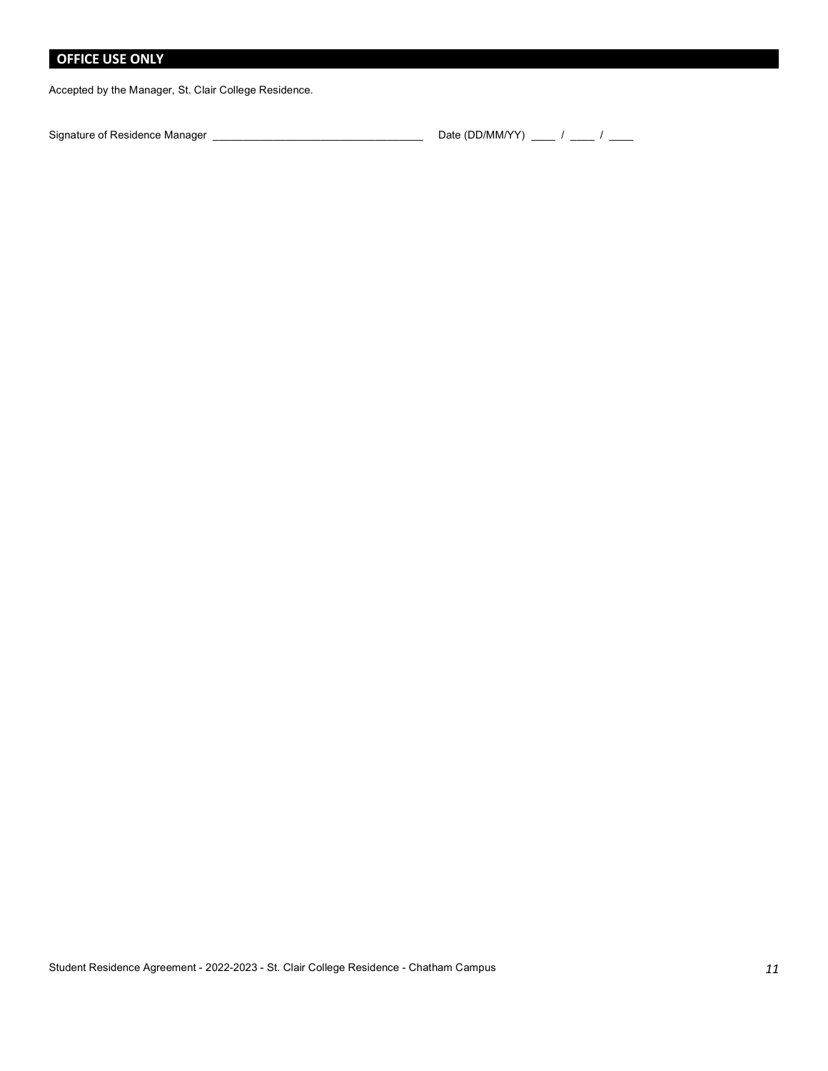## OFFICE USE ONLY

Accepted by the Manager, St. Clair College Residence.

Signature of Residence Manager ___________________________________ Date (DD/MM/YY) ____ / ____ / ____